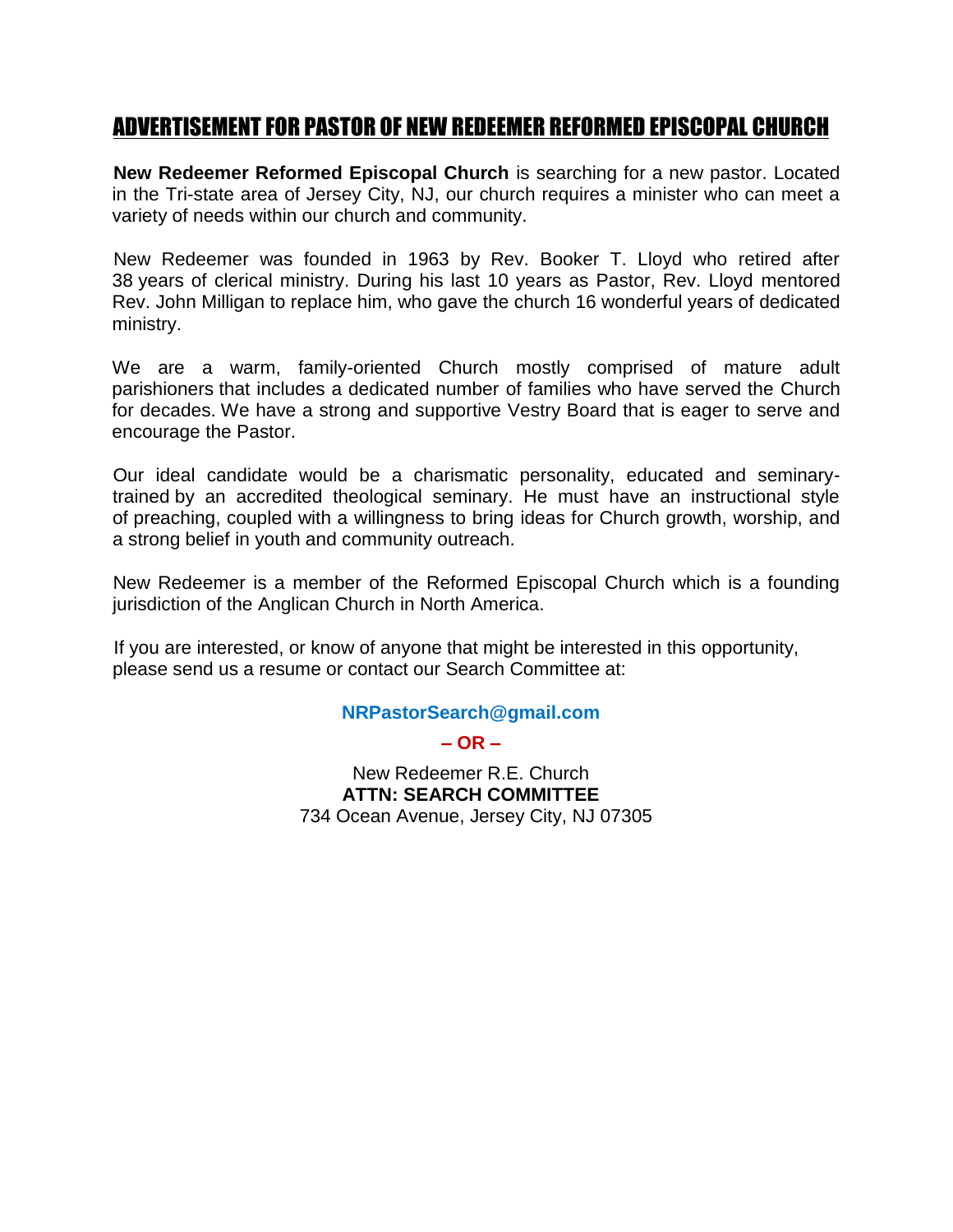# ADVERTISEMENT FOR PASTOR OF NEW REDEEMER REFORMED EPISCOPAL CHURCH

**New Redeemer Reformed Episcopal Church** is searching for a new pastor. Located in the Tri-state area of Jersey City, NJ, our church requires a minister who can meet a variety of needs within our church and community.

New Redeemer was founded in 1963 by Rev. Booker T. Lloyd who retired after 38 years of clerical ministry. During his last 10 years as Pastor, Rev. Lloyd mentored Rev. John Milligan to replace him, who gave the church 16 wonderful years of dedicated ministry.

We are a warm, family-oriented Church mostly comprised of mature adult parishioners that includes a dedicated number of families who have served the Church for decades. We have a strong and supportive Vestry Board that is eager to serve and encourage the Pastor.

Our ideal candidate would be a charismatic personality, educated and seminary-trained by an accredited theological seminary. He must have an instructional style of preaching, coupled with a willingness to bring ideas for Church growth, worship, and a strong belief in youth and community outreach.

New Redeemer is a member of the Reformed Episcopal Church which is a founding jurisdiction of the Anglican Church in North America.

If you are interested, or know of anyone that might be interested in this opportunity, please send us a resume or contact our Search Committee at:

**NRPastorSearch@gmail.com**

**– OR –**

New Redeemer R.E. Church
**ATTN: SEARCH COMMITTEE**
734 Ocean Avenue, Jersey City, NJ 07305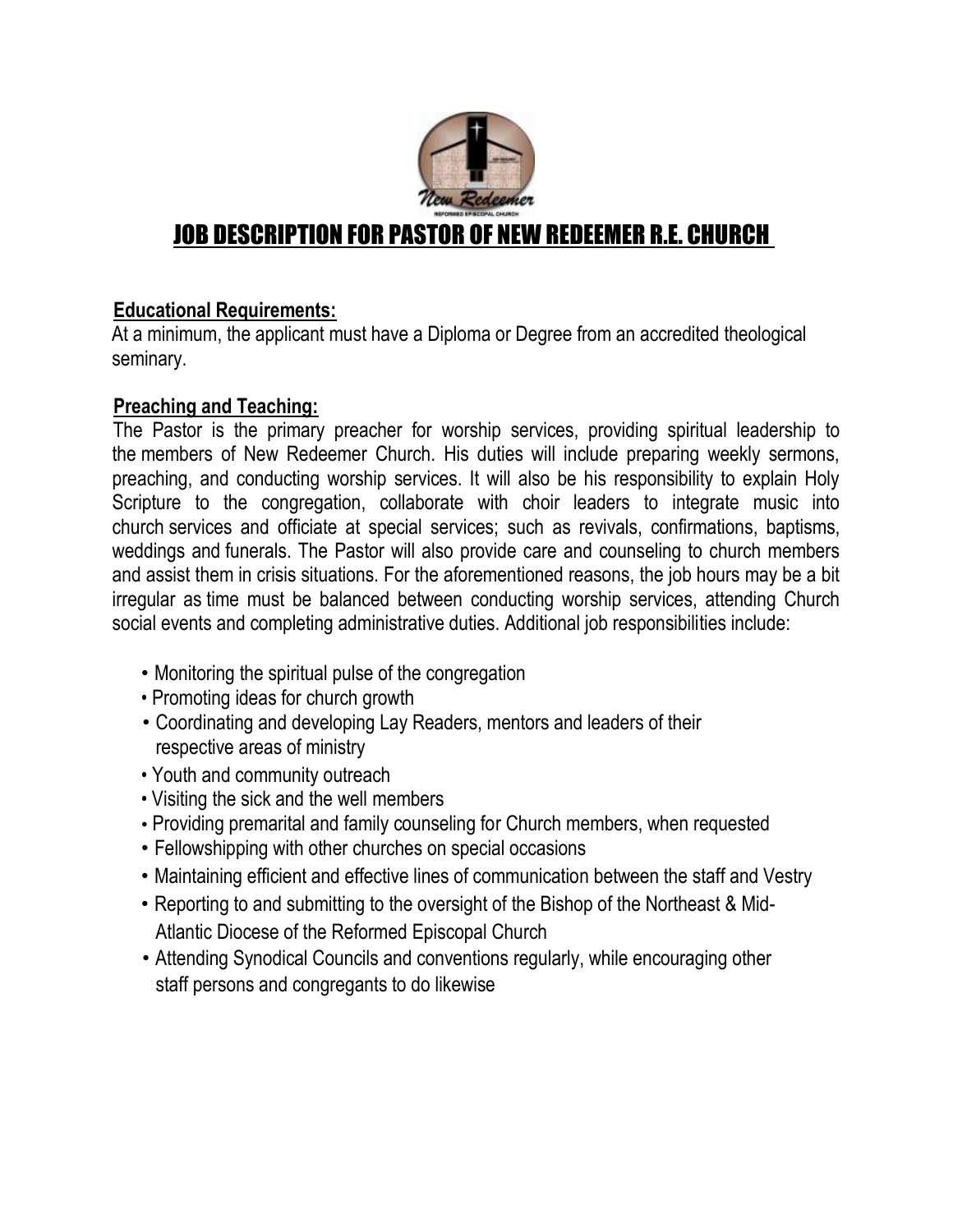# JOB DESCRIPTION FOR PASTOR OF NEW REDEEMER R.E. CHURCH

**Educational Requirements:**

At a minimum, the applicant must have a Diploma or Degree from an accredited theological seminary.

**Preaching and Teaching:**

The Pastor is the primary preacher for worship services, providing spiritual leadership to the members of New Redeemer Church. His duties will include preparing weekly sermons, preaching, and conducting worship services. It will also be his responsibility to explain Holy Scripture to the congregation, collaborate with choir leaders to integrate music into church services and officiate at special services; such as revivals, confirmations, baptisms, weddings and funerals. The Pastor will also provide care and counseling to church members and assist them in crisis situations. For the aforementioned reasons, the job hours may be a bit irregular as time must be balanced between conducting worship services, attending Church social events and completing administrative duties. Additional job responsibilities include:

- Monitoring the spiritual pulse of the congregation
- Promoting ideas for church growth
- Coordinating and developing Lay Readers, mentors and leaders of their respective areas of ministry
- Youth and community outreach
- Visiting the sick and the well members
- Providing premarital and family counseling for Church members, when requested
- Fellowshipping with other churches on special occasions
- Maintaining efficient and effective lines of communication between the staff and Vestry
- Reporting to and submitting to the oversight of the Bishop of the Northeast & Mid-Atlantic Diocese of the Reformed Episcopal Church
- Attending Synodical Councils and conventions regularly, while encouraging other staff persons and congregants to do likewise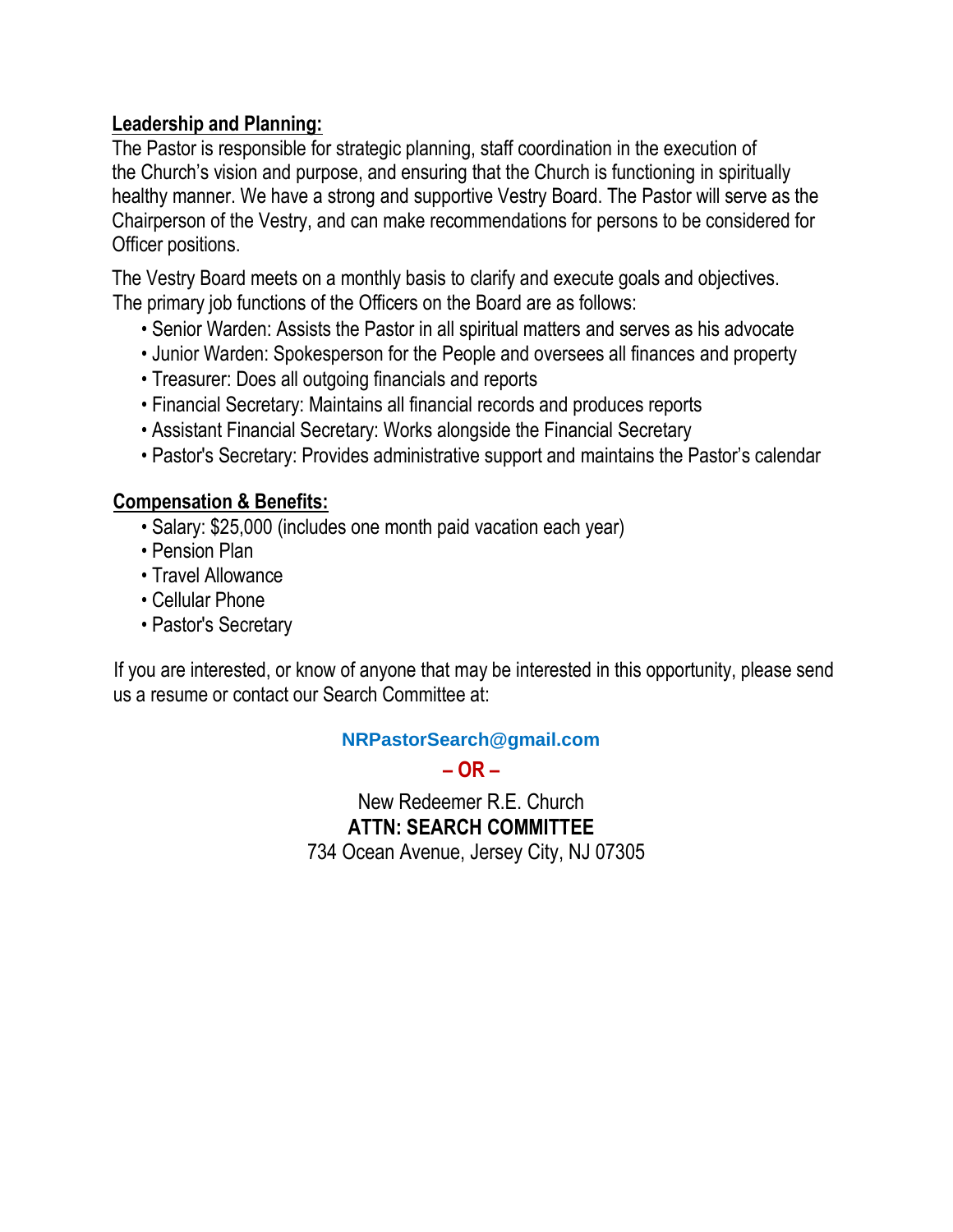**Leadership and Planning:**

The Pastor is responsible for strategic planning, staff coordination in the execution of the Church's vision and purpose, and ensuring that the Church is functioning in spiritually healthy manner. We have a strong and supportive Vestry Board. The Pastor will serve as the Chairperson of the Vestry, and can make recommendations for persons to be considered for Officer positions.

The Vestry Board meets on a monthly basis to clarify and execute goals and objectives. The primary job functions of the Officers on the Board are as follows:

- Senior Warden: Assists the Pastor in all spiritual matters and serves as his advocate
- Junior Warden: Spokesperson for the People and oversees all finances and property
- Treasurer: Does all outgoing financials and reports
- Financial Secretary: Maintains all financial records and produces reports
- Assistant Financial Secretary: Works alongside the Financial Secretary
- Pastor's Secretary: Provides administrative support and maintains the Pastor's calendar

**Compensation & Benefits:**

- Salary: $25,000 (includes one month paid vacation each year)
- Pension Plan
- Travel Allowance
- Cellular Phone
- Pastor's Secretary

If you are interested, or know of anyone that may be interested in this opportunity, please send us a resume or contact our Search Committee at:

**NRPastorSearch@gmail.com**

**– OR –**

New Redeemer R.E. Church
**ATTN: SEARCH COMMITTEE**
734 Ocean Avenue, Jersey City, NJ 07305